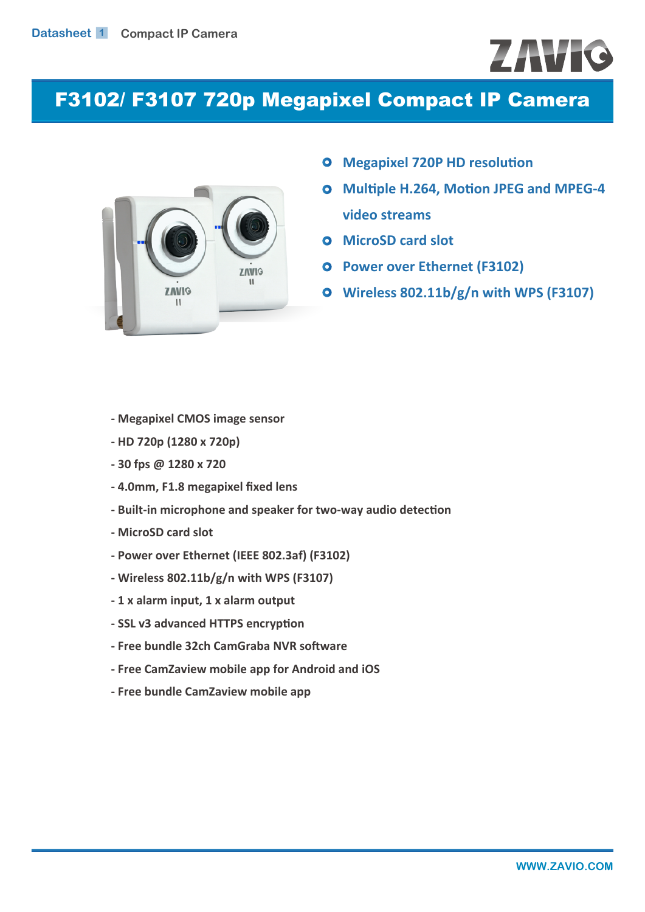# F3102/ F3107 720p Megapixel Compact IP Camera

- Megapixel 720P HD resolution
- Multiple H.264, Motion JPEG and MPEG-4 video streams
- MicroSD card slot
- Power over Ethernet (F3102)
- Wireless 802.11b/g/n with WPS (F3107)

- Megapixel CMOS image sensor
- HD 720p (1280 x 720p)
- 30 fps @ 1280 x 720
- 4.0mm, F1.8 megapixel fixed lens
- Built-in microphone and speaker for two-way audio detection
- MicroSD card slot
- Power over Ethernet (IEEE 802.3af) (F3102)
- Wireless 802.11b/g/n with WPS (F3107)
- 1 x alarm input, 1 x alarm output
- SSL v3 advanced HTTPS encryption
- Free bundle 32ch CamGraba NVR software
- Free CamZaview mobile app for Android and iOS
- Free bundle CamZaview mobile app

WWW.ZAVIO.COM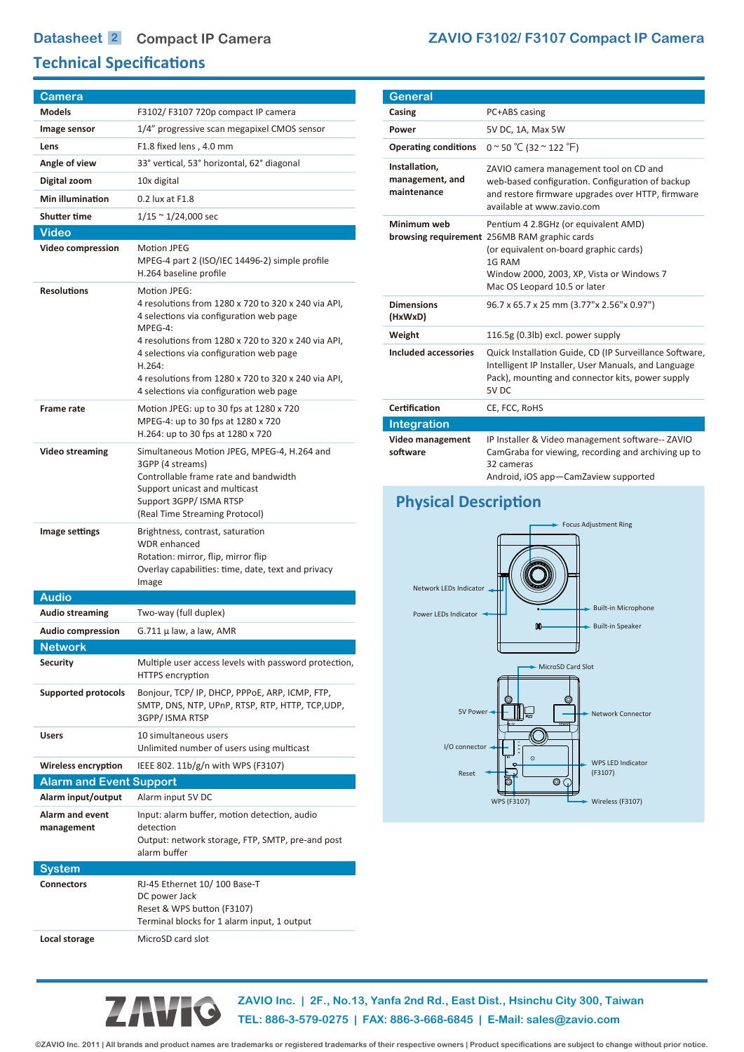# Technical Specifications

| Camera | |
|---|---|
| **Models** | F3102/ F3107 720p compact IP camera |
| **Image sensor** | 1/4" progressive scan megapixel CMOS sensor |
| **Lens** | F1.8 fixed lens , 4.0 mm |
| **Angle of view** | 33° vertical, 53° horizontal, 62° diagonal |
| **Digital zoom** | 10x digital |
| **Min illumination** | 0.2 lux at F1.8 |
| **Shutter time** | 1/15 ~ 1/24,000 sec |

| Video | |
|---|---|
| **Video compression** | Motion JPEG<br>MPEG-4 part 2 (ISO/IEC 14496-2) simple profile<br>H.264 baseline profile |
| **Resolutions** | Motion JPEG:<br>4 resolutions from 1280 x 720 to 320 x 240 via API,<br>4 selections via configuration web page<br>MPEG-4:<br>4 resolutions from 1280 x 720 to 320 x 240 via API,<br>4 selections via configuration web page<br>H.264:<br>4 resolutions from 1280 x 720 to 320 x 240 via API,<br>4 selections via configuration web page |
| **Frame rate** | Motion JPEG: up to 30 fps at 1280 x 720<br>MPEG-4: up to 30 fps at 1280 x 720<br>H.264: up to 30 fps at 1280 x 720 |
| **Video streaming** | Simultaneous Motion JPEG, MPEG-4, H.264 and 3GPP (4 streams)<br>Controllable frame rate and bandwidth<br>Support unicast and multicast<br>Support 3GPP/ ISMA RTSP<br>(Real Time Streaming Protocol) |
| **Image settings** | Brightness, contrast, saturation<br>WDR enhanced<br>Rotation: mirror, flip, mirror flip<br>Overlay capabilities: time, date, text and privacy Image |

| Audio | |
|---|---|
| **Audio streaming** | Two-way (full duplex) |
| **Audio compression** | G.711 µ law, a law, AMR |

| Network | |
|---|---|
| **Security** | Multiple user access levels with password protection, HTTPS encryption |
| **Supported protocols** | Bonjour, TCP/ IP, DHCP, PPPoE, ARP, ICMP, FTP, SMTP, DNS, NTP, UPnP, RTSP, RTP, HTTP, TCP,UDP, 3GPP/ ISMA RTSP |
| **Users** | 10 simultaneous users<br>Unlimited number of users using multicast |
| **Wireless encryption** | IEEE 802. 11b/g/n with WPS (F3107) |

| Alarm and Event Support | |
|---|---|
| **Alarm input/output** | Alarm input 5V DC |
| **Alarm and event management** | Input: alarm buffer, motion detection, audio detection<br>Output: network storage, FTP, SMTP, pre-and post alarm buffer |

| System | |
|---|---|
| **Connectors** | RJ-45 Ethernet 10/ 100 Base-T<br>DC power Jack<br>Reset & WPS button (F3107)<br>Terminal blocks for 1 alarm input, 1 output |
| **Local storage** | MicroSD card slot |

| General | |
|---|---|
| **Casing** | PC+ABS casing |
| **Power** | 5V DC, 1A, Max 5W |
| **Operating conditions** | 0 ~ 50 ℃ (32 ~ 122 ℉) |
| **Installation, management, and maintenance** | ZAVIO camera management tool on CD and web-based configuration. Configuration of backup and restore firmware upgrades over HTTP, firmware available at www.zavio.com |
| **Minimum web browsing requirement** | Pentium 4 2.8GHz (or equivalent AMD)<br>256MB RAM graphic cards<br>(or equivalent on-board graphic cards)<br>1G RAM<br>Window 2000, 2003, XP, Vista or Windows 7<br>Mac OS Leopard 10.5 or later |
| **Dimensions (HxWxD)** | 96.7 x 65.7 x 25 mm (3.77"x 2.56"x 0.97") |
| **Weight** | 116.5g (0.3lb) excl. power supply |
| **Included accessories** | Quick Installation Guide, CD (IP Surveillance Software, Intelligent IP Installer, User Manuals, and Language Pack), mounting and connector kits, power supply 5V DC |
| **Certification** | CE, FCC, RoHS |

| Integration | |
|---|---|
| **Video management software** | IP Installer & Video management software-- ZAVIO CamGraba for viewing, recording and archiving up to 32 cameras<br>Android, iOS app—CamZaview supported |

## Physical Description

Focus Adjustment Ring
Network LEDs Indicator
Built-in Microphone
Power LEDs Indicator
Built-in Speaker
MicroSD Card Slot
5V Power
Network Connector
I/O connector
WPS LED Indicator (F3107)
Reset
WPS (F3107)
Wireless (F3107)

ZAVIO Inc. | 2F., No.13, Yanfa 2nd Rd., East Dist., Hsinchu City 300, Taiwan
TEL: 886-3-579-0275 | FAX: 886-3-668-6845 | E-Mail: sales@zavio.com

©ZAVIO Inc. 2011 | All brands and product names are trademarks or registered trademarks of their respective owners | Product specifications are subject to change without prior notice.